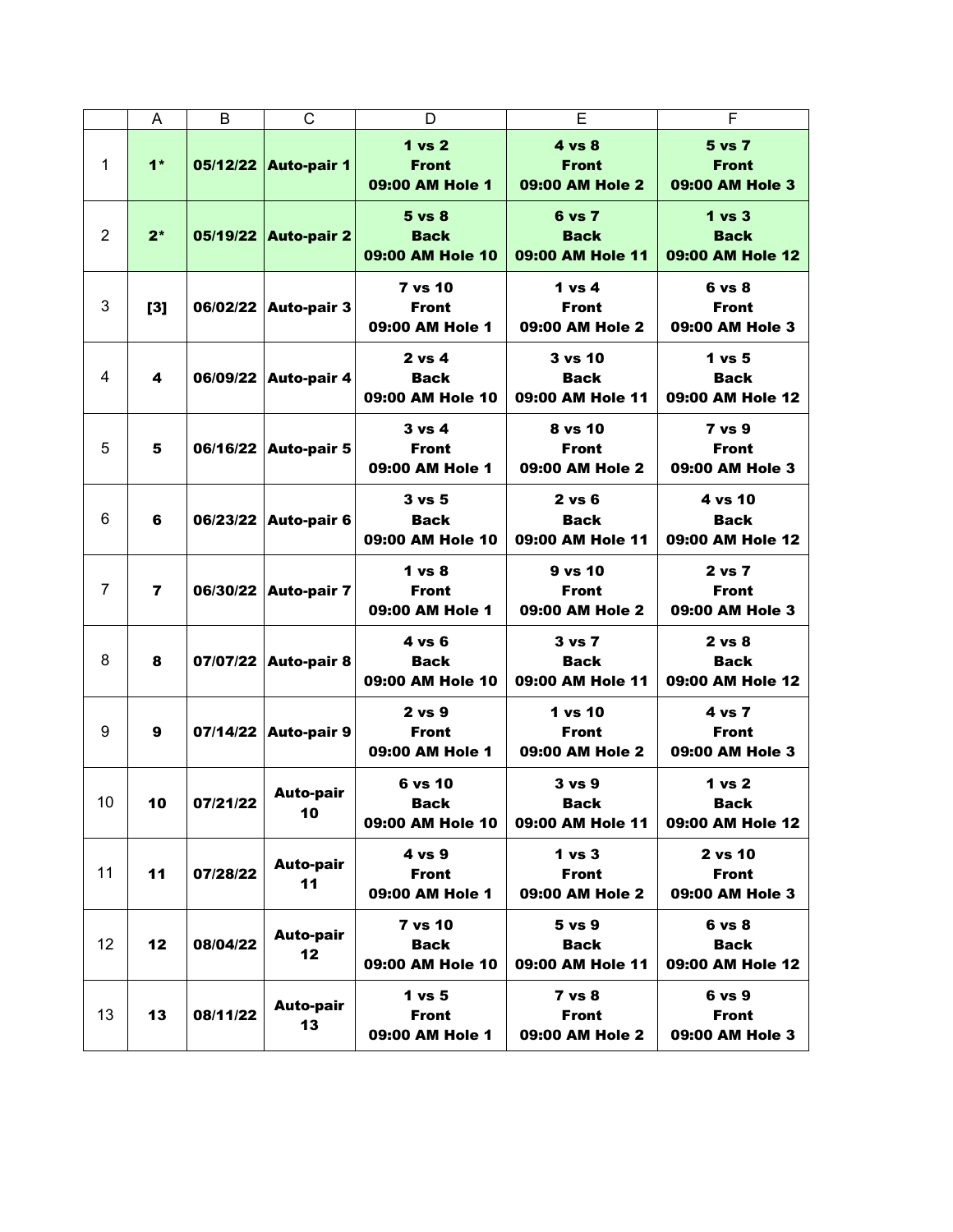| | A | B | C | D | E | F |
|---|---|---|---|---|---|---|
| 1 | **1*** | **05/12/22** | **Auto-pair 1** | **1 vs 2 Front 09:00 AM Hole 1** | **4 vs 8 Front 09:00 AM Hole 2** | **5 vs 7 Front 09:00 AM Hole 3** |
| 2 | **2*** | **05/19/22** | **Auto-pair 2** | **5 vs 8 Back 09:00 AM Hole 10** | **6 vs 7 Back 09:00 AM Hole 11** | **1 vs 3 Back 09:00 AM Hole 12** |
| 3 | **[3]** | **06/02/22** | **Auto-pair 3** | **7 vs 10 Front 09:00 AM Hole 1** | **1 vs 4 Front 09:00 AM Hole 2** | **6 vs 8 Front 09:00 AM Hole 3** |
| 4 | **4** | **06/09/22** | **Auto-pair 4** | **2 vs 4 Back 09:00 AM Hole 10** | **3 vs 10 Back 09:00 AM Hole 11** | **1 vs 5 Back 09:00 AM Hole 12** |
| 5 | **5** | **06/16/22** | **Auto-pair 5** | **3 vs 4 Front 09:00 AM Hole 1** | **8 vs 10 Front 09:00 AM Hole 2** | **7 vs 9 Front 09:00 AM Hole 3** |
| 6 | **6** | **06/23/22** | **Auto-pair 6** | **3 vs 5 Back 09:00 AM Hole 10** | **2 vs 6 Back 09:00 AM Hole 11** | **4 vs 10 Back 09:00 AM Hole 12** |
| 7 | **7** | **06/30/22** | **Auto-pair 7** | **1 vs 8 Front 09:00 AM Hole 1** | **9 vs 10 Front 09:00 AM Hole 2** | **2 vs 7 Front 09:00 AM Hole 3** |
| 8 | **8** | **07/07/22** | **Auto-pair 8** | **4 vs 6 Back 09:00 AM Hole 10** | **3 vs 7 Back 09:00 AM Hole 11** | **2 vs 8 Back 09:00 AM Hole 12** |
| 9 | **9** | **07/14/22** | **Auto-pair 9** | **2 vs 9 Front 09:00 AM Hole 1** | **1 vs 10 Front 09:00 AM Hole 2** | **4 vs 7 Front 09:00 AM Hole 3** |
| 10 | **10** | **07/21/22** | **Auto-pair 10** | **6 vs 10 Back 09:00 AM Hole 10** | **3 vs 9 Back 09:00 AM Hole 11** | **1 vs 2 Back 09:00 AM Hole 12** |
| 11 | **11** | **07/28/22** | **Auto-pair 11** | **4 vs 9 Front 09:00 AM Hole 1** | **1 vs 3 Front 09:00 AM Hole 2** | **2 vs 10 Front 09:00 AM Hole 3** |
| 12 | **12** | **08/04/22** | **Auto-pair 12** | **7 vs 10 Back 09:00 AM Hole 10** | **5 vs 9 Back 09:00 AM Hole 11** | **6 vs 8 Back 09:00 AM Hole 12** |
| 13 | **13** | **08/11/22** | **Auto-pair 13** | **1 vs 5 Front 09:00 AM Hole 1** | **7 vs 8 Front 09:00 AM Hole 2** | **6 vs 9 Front 09:00 AM Hole 3** |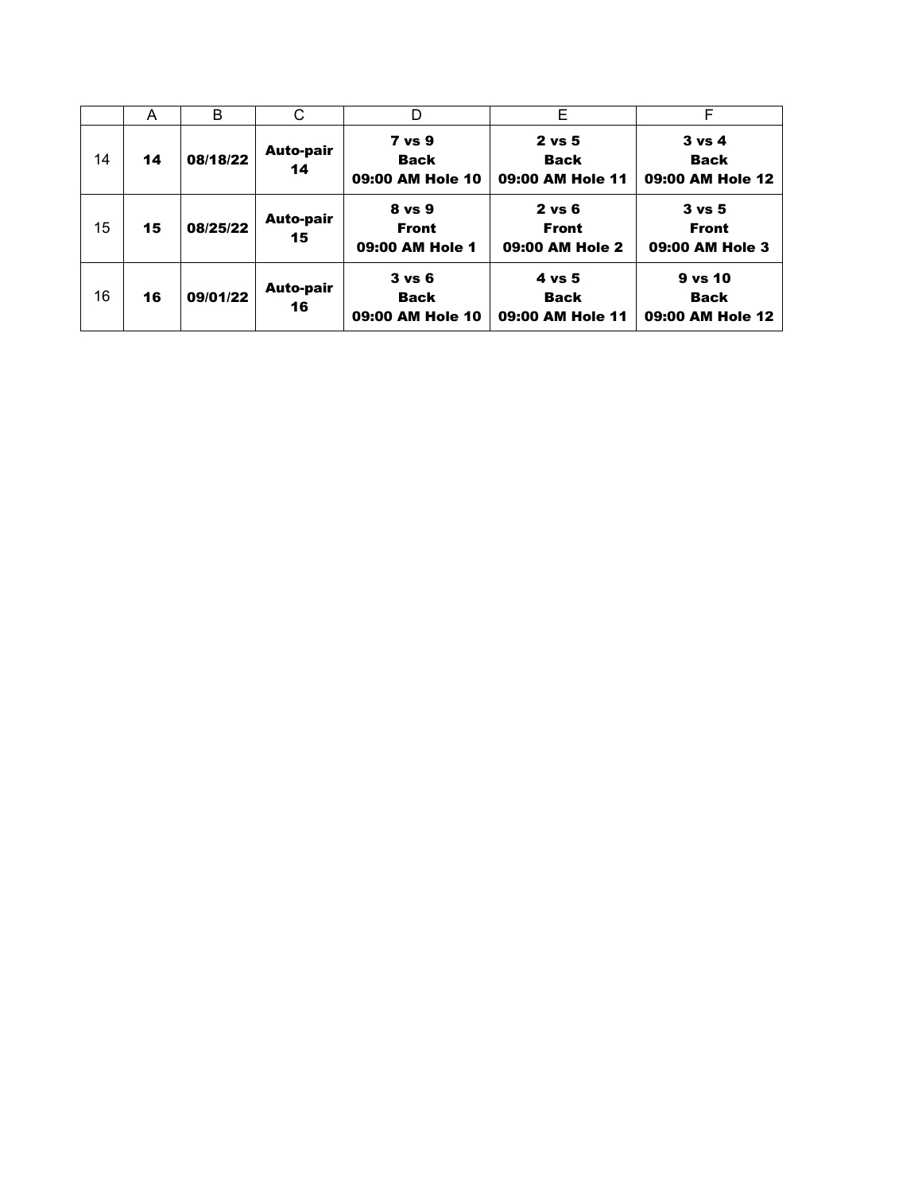| | A | B | C | D | E | F |
|---|---|---|---|---|---|---|
| 14 | **14** | **08/18/22** | **Auto-pair 14** | **7 vs 9 Back 09:00 AM Hole 10** | **2 vs 5 Back 09:00 AM Hole 11** | **3 vs 4 Back 09:00 AM Hole 12** |
| 15 | **15** | **08/25/22** | **Auto-pair 15** | **8 vs 9 Front 09:00 AM Hole 1** | **2 vs 6 Front 09:00 AM Hole 2** | **3 vs 5 Front 09:00 AM Hole 3** |
| 16 | **16** | **09/01/22** | **Auto-pair 16** | **3 vs 6 Back 09:00 AM Hole 10** | **4 vs 5 Back 09:00 AM Hole 11** | **9 vs 10 Back 09:00 AM Hole 12** |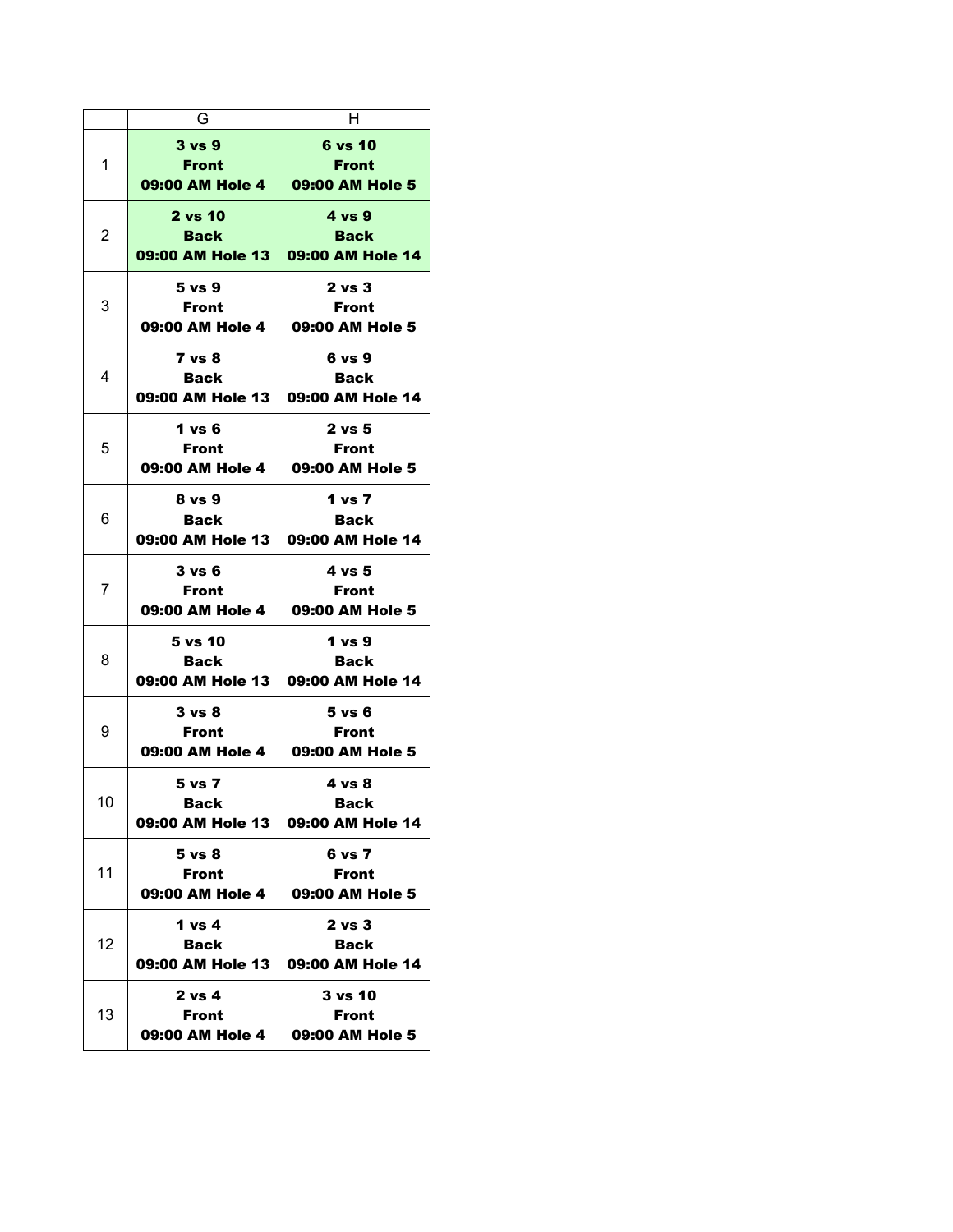| | G | H |
|---|---|---|
| 1 | **3 vs 9**<br>**Front**<br>**09:00 AM Hole 4** | **6 vs 10**<br>**Front**<br>**09:00 AM Hole 5** |
| 2 | **2 vs 10**<br>**Back**<br>**09:00 AM Hole 13** | **4 vs 9**<br>**Back**<br>**09:00 AM Hole 14** |
| 3 | **5 vs 9**<br>**Front**<br>**09:00 AM Hole 4** | **2 vs 3**<br>**Front**<br>**09:00 AM Hole 5** |
| 4 | **7 vs 8**<br>**Back**<br>**09:00 AM Hole 13** | **6 vs 9**<br>**Back**<br>**09:00 AM Hole 14** |
| 5 | **1 vs 6**<br>**Front**<br>**09:00 AM Hole 4** | **2 vs 5**<br>**Front**<br>**09:00 AM Hole 5** |
| 6 | **8 vs 9**<br>**Back**<br>**09:00 AM Hole 13** | **1 vs 7**<br>**Back**<br>**09:00 AM Hole 14** |
| 7 | **3 vs 6**<br>**Front**<br>**09:00 AM Hole 4** | **4 vs 5**<br>**Front**<br>**09:00 AM Hole 5** |
| 8 | **5 vs 10**<br>**Back**<br>**09:00 AM Hole 13** | **1 vs 9**<br>**Back**<br>**09:00 AM Hole 14** |
| 9 | **3 vs 8**<br>**Front**<br>**09:00 AM Hole 4** | **5 vs 6**<br>**Front**<br>**09:00 AM Hole 5** |
| 10 | **5 vs 7**<br>**Back**<br>**09:00 AM Hole 13** | **4 vs 8**<br>**Back**<br>**09:00 AM Hole 14** |
| 11 | **5 vs 8**<br>**Front**<br>**09:00 AM Hole 4** | **6 vs 7**<br>**Front**<br>**09:00 AM Hole 5** |
| 12 | **1 vs 4**<br>**Back**<br>**09:00 AM Hole 13** | **2 vs 3**<br>**Back**<br>**09:00 AM Hole 14** |
| 13 | **2 vs 4**<br>**Front**<br>**09:00 AM Hole 4** | **3 vs 10**<br>**Front**<br>**09:00 AM Hole 5** |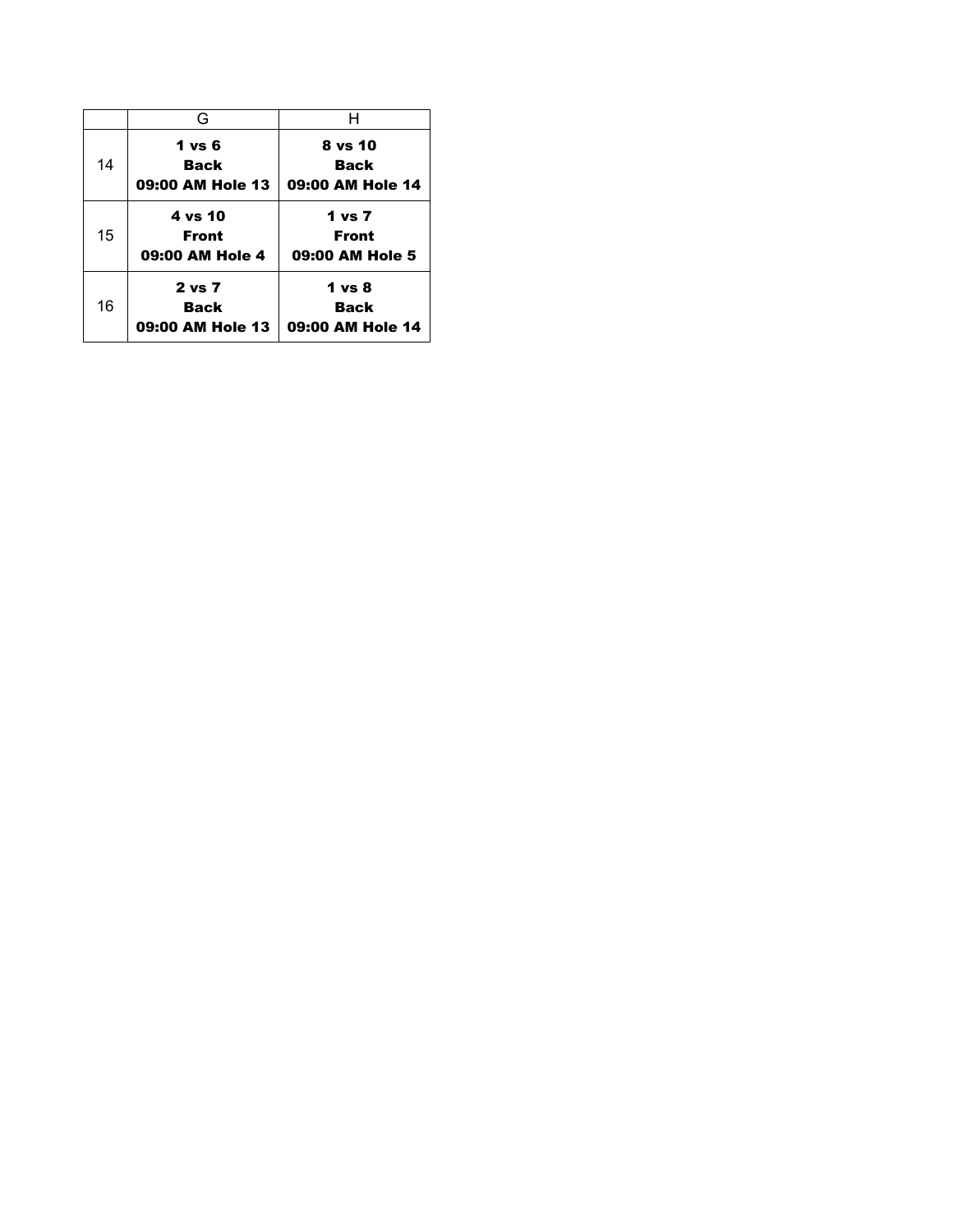| | G | H |
|---|---|---|
| 14 | **1 vs 6**<br>**Back**<br>**09:00 AM Hole 13** | **8 vs 10**<br>**Back**<br>**09:00 AM Hole 14** |
| 15 | **4 vs 10**<br>**Front**<br>**09:00 AM Hole 4** | **1 vs 7**<br>**Front**<br>**09:00 AM Hole 5** |
| 16 | **2 vs 7**<br>**Back**<br>**09:00 AM Hole 13** | **1 vs 8**<br>**Back**<br>**09:00 AM Hole 14** |